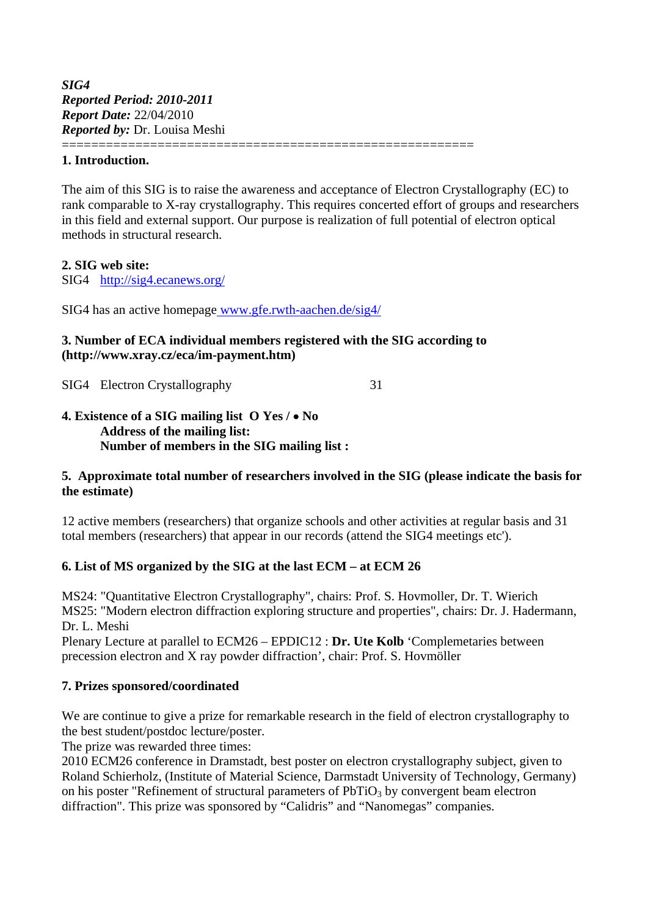***SIG4***
***Reported Period: 2010-2011***
***Report Date:*** 22/04/2010
***Reported by:*** Dr. Louisa Meshi

========================================================

**1. Introduction.**

The aim of this SIG is to raise the awareness and acceptance of Electron Crystallography (EC) to rank comparable to X-ray crystallography. This requires concerted effort of groups and researchers in this field and external support. Our purpose is realization of full potential of electron optical methods in structural research.

**2. SIG web site:**

SIG4 http://sig4.ecanews.org/

SIG4 has an active homepage www.gfe.rwth-aachen.de/sig4/

**3. Number of ECA individual members registered with the SIG according to (http://www.xray.cz/eca/im-payment.htm)**

SIG4 Electron Crystallography 31

**4. Existence of a SIG mailing list O Yes / • No**

**Address of the mailing list:**

**Number of members in the SIG mailing list :**

**5. Approximate total number of researchers involved in the SIG (please indicate the basis for the estimate)**

12 active members (researchers) that organize schools and other activities at regular basis and 31 total members (researchers) that appear in our records (attend the SIG4 meetings etc').

**6. List of MS organized by the SIG at the last ECM – at ECM 26**

MS24: "Quantitative Electron Crystallography", chairs: Prof. S. Hovmoller, Dr. T. Wierich
MS25: "Modern electron diffraction exploring structure and properties", chairs: Dr. J. Hadermann, Dr. L. Meshi
Plenary Lecture at parallel to ECM26 – EPDIC12 : **Dr. Ute Kolb** 'Complemetaries between precession electron and X ray powder diffraction', chair: Prof. S. Hovmöller

**7. Prizes sponsored/coordinated**

We are continue to give a prize for remarkable research in the field of electron crystallography to the best student/postdoc lecture/poster.
The prize was rewarded three times:
2010 ECM26 conference in Dramstadt, best poster on electron crystallography subject, given to Roland Schierholz, (Institute of Material Science, Darmstadt University of Technology, Germany) on his poster "Refinement of structural parameters of $PbTiO_3$ by convergent beam electron diffraction". This prize was sponsored by "Calidris" and "Nanomegas" companies.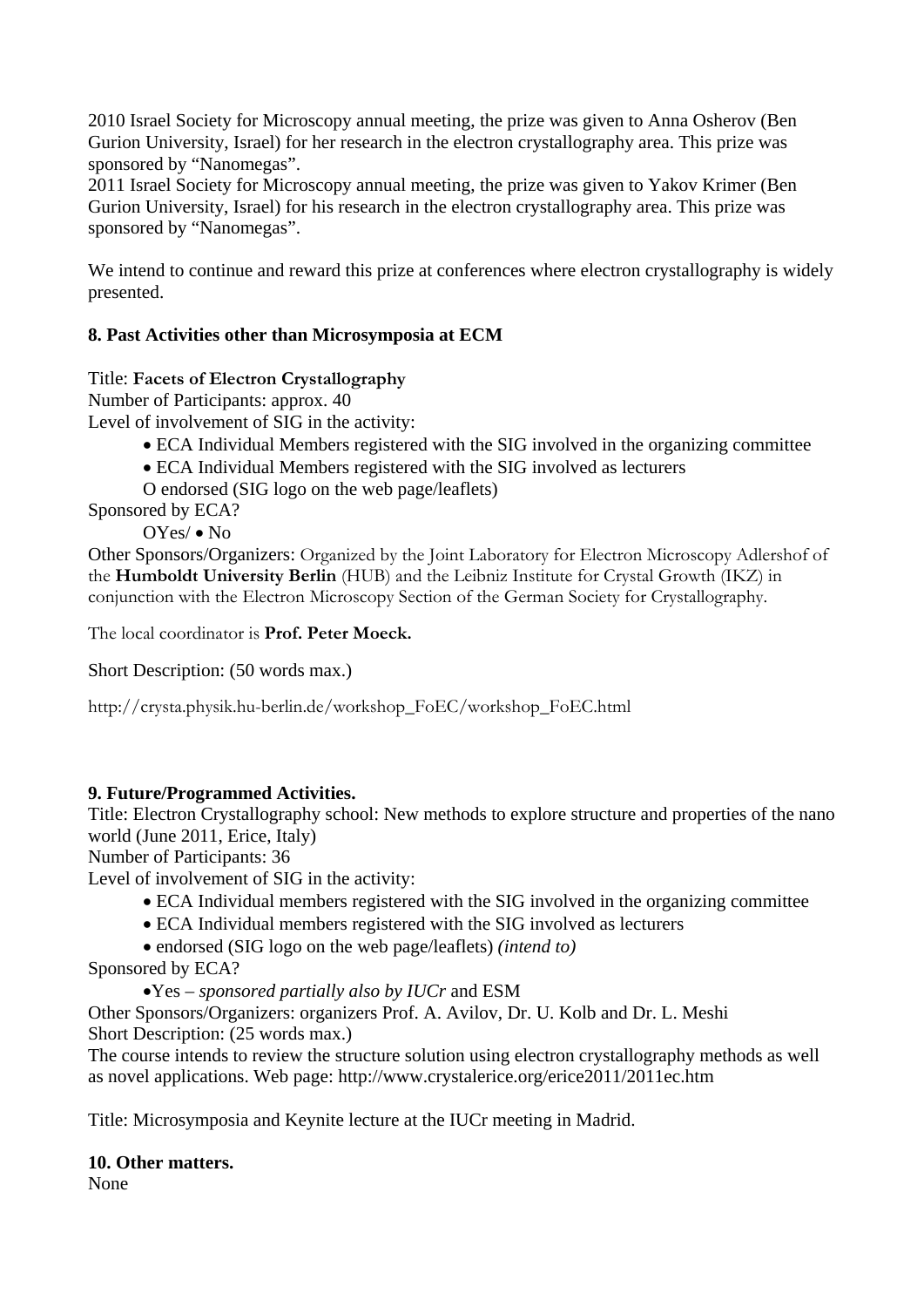2010 Israel Society for Microscopy annual meeting, the prize was given to Anna Osherov (Ben Gurion University, Israel) for her research in the electron crystallography area. This prize was sponsored by "Nanomegas".
2011 Israel Society for Microscopy annual meeting, the prize was given to Yakov Krimer (Ben Gurion University, Israel) for his research in the electron crystallography area. This prize was sponsored by "Nanomegas".

We intend to continue and reward this prize at conferences where electron crystallography is widely presented.

**8. Past Activities other than Microsymposia at ECM**

Title: **Facets of Electron Crystallography**
Number of Participants: approx. 40
Level of involvement of SIG in the activity:

- ECA Individual Members registered with the SIG involved in the organizing committee
- ECA Individual Members registered with the SIG involved as lecturers

O endorsed (SIG logo on the web page/leaflets)

Sponsored by ECA?

OYes/ • No

Other Sponsors/Organizers: Organized by the Joint Laboratory for Electron Microscopy Adlershof of the **Humboldt University Berlin** (HUB) and the Leibniz Institute for Crystal Growth (IKZ) in conjunction with the Electron Microscopy Section of the German Society for Crystallography.

The local coordinator is **Prof. Peter Moeck.**

Short Description: (50 words max.)

http://crysta.physik.hu-berlin.de/workshop_FoEC/workshop_FoEC.html

**9. Future/Programmed Activities.**
Title: Electron Crystallography school: New methods to explore structure and properties of the nano world (June 2011, Erice, Italy)
Number of Participants: 36
Level of involvement of SIG in the activity:

- ECA Individual members registered with the SIG involved in the organizing committee
- ECA Individual members registered with the SIG involved as lecturers
- endorsed (SIG logo on the web page/leaflets) *(intend to)*

Sponsored by ECA?

•Yes – *sponsored partially also by IUCr* and ESM

Other Sponsors/Organizers: organizers Prof. A. Avilov, Dr. U. Kolb and Dr. L. Meshi
Short Description: (25 words max.)
The course intends to review the structure solution using electron crystallography methods as well as novel applications. Web page: http://www.crystalerice.org/erice2011/2011ec.htm

Title: Microsymposia and Keynite lecture at the IUCr meeting in Madrid.

**10. Other matters.**
None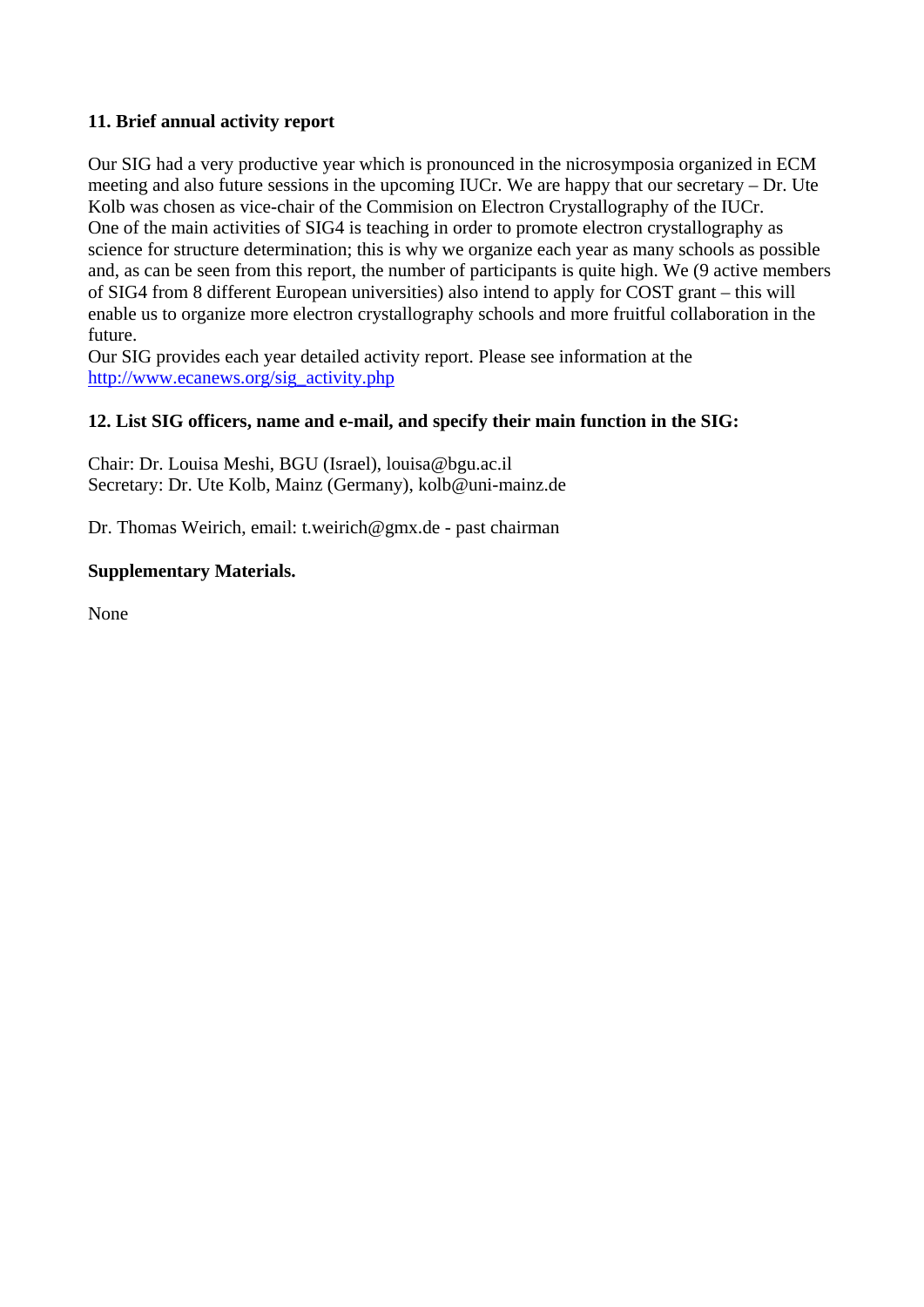**11. Brief annual activity report**

Our SIG had a very productive year which is pronounced in the nicrosymposia organized in ECM meeting and also future sessions in the upcoming IUCr. We are happy that our secretary – Dr. Ute Kolb was chosen as vice-chair of the Commision on Electron Crystallography of the IUCr.
One of the main activities of SIG4 is teaching in order to promote electron crystallography as science for structure determination; this is why we organize each year as many schools as possible and, as can be seen from this report, the number of participants is quite high. We (9 active members of SIG4 from 8 different European universities) also intend to apply for COST grant – this will enable us to organize more electron crystallography schools and more fruitful collaboration in the future.
Our SIG provides each year detailed activity report. Please see information at the [http://www.ecanews.org/sig_activity.php](http://www.ecanews.org/sig_activity.php)

**12. List SIG officers, name and e-mail, and specify their main function in the SIG:**

Chair: Dr. Louisa Meshi, BGU (Israel), louisa@bgu.ac.il
Secretary: Dr. Ute Kolb, Mainz (Germany), kolb@uni-mainz.de

Dr. Thomas Weirich, email: t.weirich@gmx.de - past chairman

**Supplementary Materials.**

None